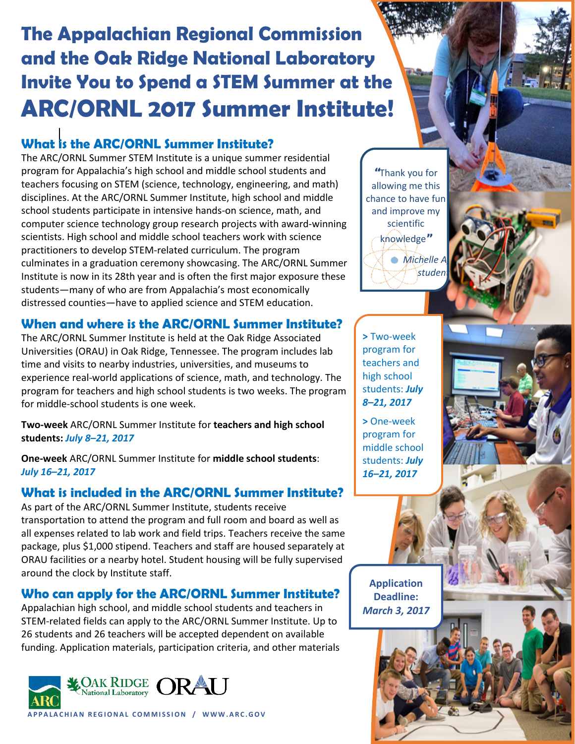# The Appalachian Regional Commission and the Oak Ridge National Laboratory Invite You to Spend a STEM Summer at the ARC/ORNL 2017 Summer Institute!

## What is the ARC/ORNL Summer Institute?

The ARC/ORNL Summer STEM Institute is a unique summer residential program for Appalachia's high school and middle school students and teachers focusing on STEM (science, technology, engineering, and math) disciplines. At the ARC/ORNL Summer Institute, high school and middle school students participate in intensive hands-on science, math, and computer science technology group research projects with award-winning scientists. High school and middle school teachers work with science practitioners to develop STEM-related curriculum. The program culminates in a graduation ceremony showcasing. The ARC/ORNL Summer Institute is now in its 28th year and is often the first major exposure these students—many of who are from Appalachia's most economically distressed counties—have to applied science and STEM education.

> "Thank you for allowing me this chance to have fun and improve my scientific knowledge"
>
> *Michelle A*
> *studen*

## When and where is the ARC/ORNL Summer Institute?

The ARC/ORNL Summer Institute is held at the Oak Ridge Associated Universities (ORAU) in Oak Ridge, Tennessee. The program includes lab time and visits to nearby industries, universities, and museums to experience real-world applications of science, math, and technology. The program for teachers and high school students is two weeks. The program for middle-school students is one week.

**Two-week** ARC/ORNL Summer Institute for **teachers and high school students:** ***July 8–21, 2017***

**One-week** ARC/ORNL Summer Institute for **middle school students**: ***July 16–21, 2017***

> Two-week program for teachers and high school students: ***July 8–21, 2017***

> One-week program for middle school students: ***July 16–21, 2017***

## What is included in the ARC/ORNL Summer Institute?

As part of the ARC/ORNL Summer Institute, students receive transportation to attend the program and full room and board as well as all expenses related to lab work and field trips. Teachers receive the same package, plus $1,000 stipend. Teachers and staff are housed separately at ORAU facilities or a nearby hotel. Student housing will be fully supervised around the clock by Institute staff.

**Application Deadline:** ***March 3, 2017***

## Who can apply for the ARC/ORNL Summer Institute?

Appalachian high school, and middle school students and teachers in STEM-related fields can apply to the ARC/ORNL Summer Institute. Up to 26 students and 26 teachers will be accepted dependent on available funding. Application materials, participation criteria, and other materials

APPALACHIAN REGIONAL COMMISSION / WWW.ARC.GOV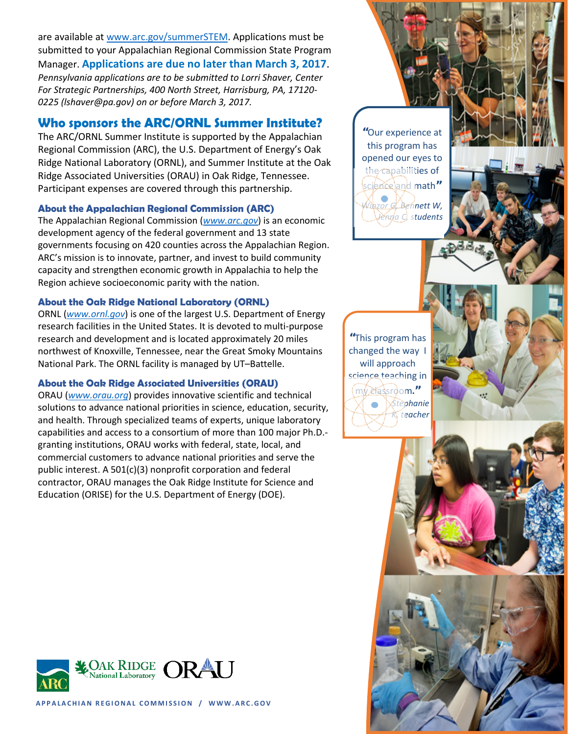are available at www.arc.gov/summerSTEM. Applications must be submitted to your Appalachian Regional Commission State Program Manager. **Applications are due no later than March 3, 2017**. *Pennsylvania applications are to be submitted to Lorri Shaver, Center For Strategic Partnerships, 400 North Street, Harrisburg, PA, 17120-0225 (lshaver@pa.gov) on or before March 3, 2017.*

## Who sponsors the ARC/ORNL Summer Institute?

The ARC/ORNL Summer Institute is supported by the Appalachian Regional Commission (ARC), the U.S. Department of Energy's Oak Ridge National Laboratory (ORNL), and Summer Institute at the Oak Ridge Associated Universities (ORAU) in Oak Ridge, Tennessee. Participant expenses are covered through this partnership.

### About the Appalachian Regional Commission (ARC)

The Appalachian Regional Commission (*www.arc.gov*) is an economic development agency of the federal government and 13 state governments focusing on 420 counties across the Appalachian Region. ARC's mission is to innovate, partner, and invest to build community capacity and strengthen economic growth in Appalachia to help the Region achieve socioeconomic parity with the nation.

### About the Oak Ridge National Laboratory (ORNL)

ORNL (*www.ornl.gov*) is one of the largest U.S. Department of Energy research facilities in the United States. It is devoted to multi-purpose research and development and is located approximately 20 miles northwest of Knoxville, Tennessee, near the Great Smoky Mountains National Park. The ORNL facility is managed by UT–Battelle.

### About the Oak Ridge Associated Universities (ORAU)

ORAU (*www.orau.org*) provides innovative scientific and technical solutions to advance national priorities in science, education, security, and health. Through specialized teams of experts, unique laboratory capabilities and access to a consortium of more than 100 major Ph.D.-granting institutions, ORAU works with federal, state, local, and commercial customers to advance national priorities and serve the public interest. A 501(c)(3) nonprofit corporation and federal contractor, ORAU manages the Oak Ridge Institute for Science and Education (ORISE) for the U.S. Department of Energy (DOE).

"Our experience at this program has opened our eyes to the capabilities of science and math"

*Winzor G, Bennett W, Jenna C, students*

"This program has changed the way I will approach science teaching in my classroom."

*Stephanie K, teacher*

ARC OAK RIDGE National Laboratory ORAU

APPALACHIAN REGIONAL COMMISSION / WWW.ARC.GOV